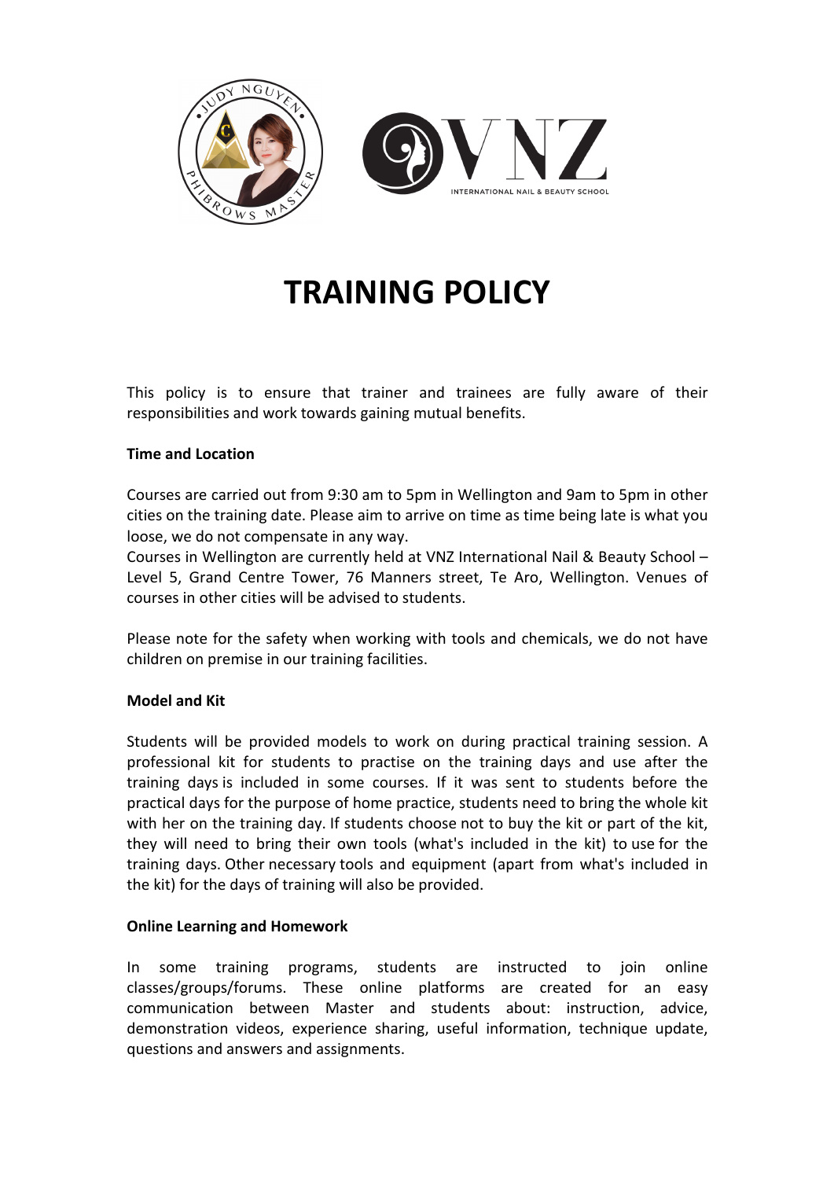# TRAINING POLICY

This policy is to ensure that trainer and trainees are fully aware of their responsibilities and work towards gaining mutual benefits.

**Time and Location**

Courses are carried out from 9:30 am to 5pm in Wellington and 9am to 5pm in other cities on the training date. Please aim to arrive on time as time being late is what you loose, we do not compensate in any way.

Courses in Wellington are currently held at VNZ International Nail & Beauty School – Level 5, Grand Centre Tower, 76 Manners street, Te Aro, Wellington. Venues of courses in other cities will be advised to students.

Please note for the safety when working with tools and chemicals, we do not have children on premise in our training facilities.

**Model and Kit**

Students will be provided models to work on during practical training session. A professional kit for students to practise on the training days and use after the training days is included in some courses. If it was sent to students before the practical days for the purpose of home practice, students need to bring the whole kit with her on the training day. If students choose not to buy the kit or part of the kit, they will need to bring their own tools (what's included in the kit) to use for the training days. Other necessary tools and equipment (apart from what's included in the kit) for the days of training will also be provided.

**Online Learning and Homework**

In some training programs, students are instructed to join online classes/groups/forums. These online platforms are created for an easy communication between Master and students about: instruction, advice, demonstration videos, experience sharing, useful information, technique update, questions and answers and assignments.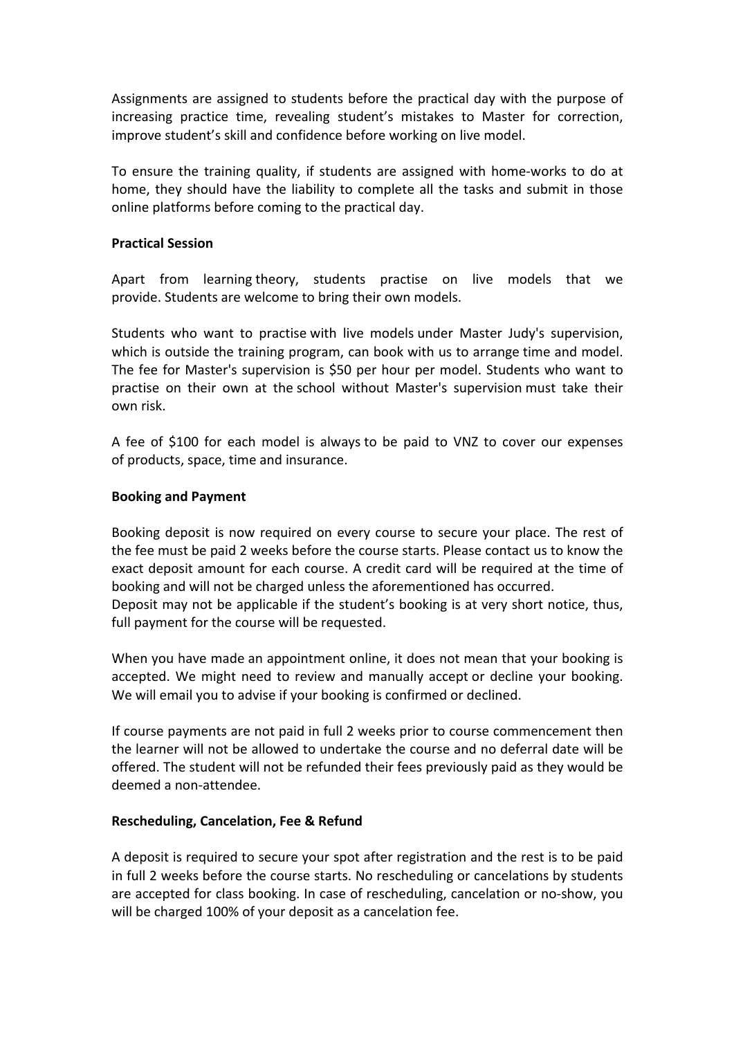Assignments are assigned to students before the practical day with the purpose of increasing practice time, revealing student's mistakes to Master for correction, improve student's skill and confidence before working on live model.

To ensure the training quality, if students are assigned with home-works to do at home, they should have the liability to complete all the tasks and submit in those online platforms before coming to the practical day.

**Practical Session**

Apart from learning theory, students practise on live models that we provide. Students are welcome to bring their own models.

Students who want to practise with live models under Master Judy's supervision, which is outside the training program, can book with us to arrange time and model. The fee for Master's supervision is $50 per hour per model. Students who want to practise on their own at the school without Master's supervision must take their own risk.

A fee of $100 for each model is always to be paid to VNZ to cover our expenses of products, space, time and insurance.

**Booking and Payment**

Booking deposit is now required on every course to secure your place. The rest of the fee must be paid 2 weeks before the course starts. Please contact us to know the exact deposit amount for each course. A credit card will be required at the time of booking and will not be charged unless the aforementioned has occurred.
Deposit may not be applicable if the student's booking is at very short notice, thus, full payment for the course will be requested.

When you have made an appointment online, it does not mean that your booking is accepted. We might need to review and manually accept or decline your booking. We will email you to advise if your booking is confirmed or declined.

If course payments are not paid in full 2 weeks prior to course commencement then the learner will not be allowed to undertake the course and no deferral date will be offered. The student will not be refunded their fees previously paid as they would be deemed a non-attendee.

**Rescheduling, Cancelation, Fee & Refund**

A deposit is required to secure your spot after registration and the rest is to be paid in full 2 weeks before the course starts. No rescheduling or cancelations by students are accepted for class booking. In case of rescheduling, cancelation or no-show, you will be charged 100% of your deposit as a cancelation fee.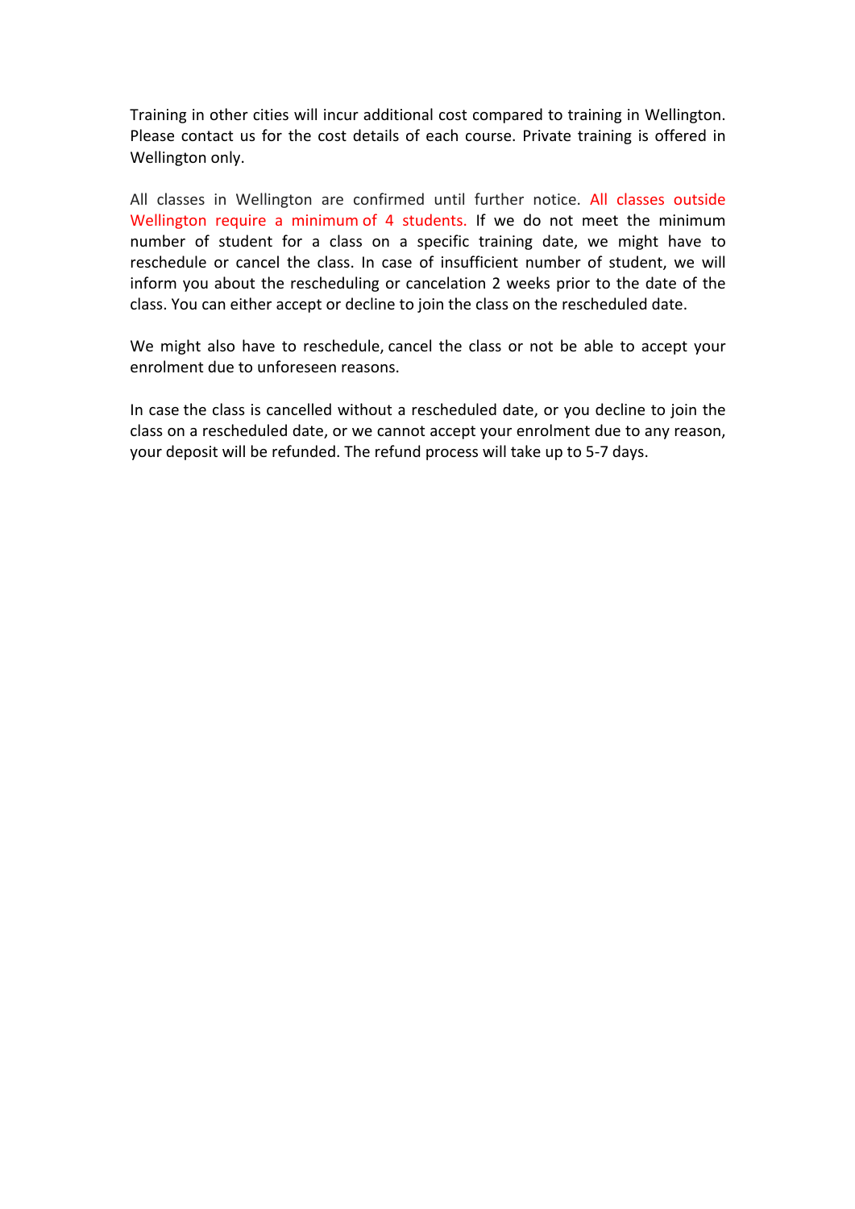Training in other cities will incur additional cost compared to training in Wellington. Please contact us for the cost details of each course. Private training is offered in Wellington only.

All classes in Wellington are confirmed until further notice. All classes outside Wellington require a minimum of 4 students. If we do not meet the minimum number of student for a class on a specific training date, we might have to reschedule or cancel the class. In case of insufficient number of student, we will inform you about the rescheduling or cancelation 2 weeks prior to the date of the class. You can either accept or decline to join the class on the rescheduled date.

We might also have to reschedule, cancel the class or not be able to accept your enrolment due to unforeseen reasons.

In case the class is cancelled without a rescheduled date, or you decline to join the class on a rescheduled date, or we cannot accept your enrolment due to any reason, your deposit will be refunded. The refund process will take up to 5-7 days.